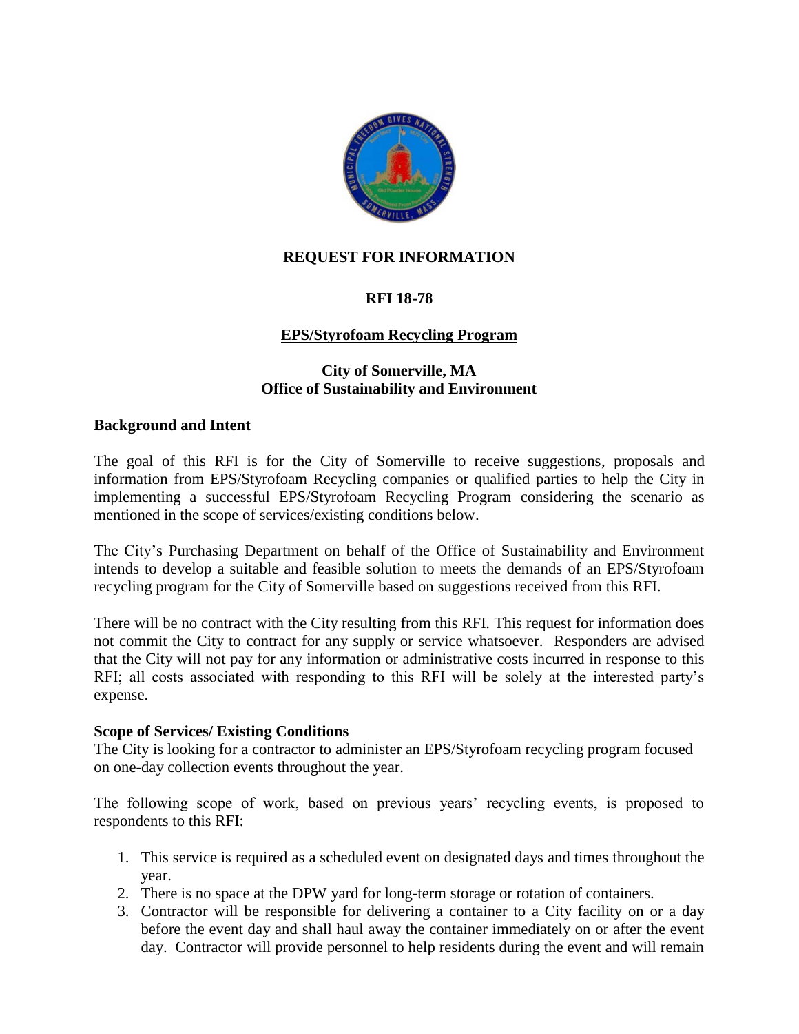**REQUEST FOR INFORMATION**

**RFI 18-78**

**EPS/Styrofoam Recycling Program**

**City of Somerville, MA**
**Office of Sustainability and Environment**

## Background and Intent

The goal of this RFI is for the City of Somerville to receive suggestions, proposals and information from EPS/Styrofoam Recycling companies or qualified parties to help the City in implementing a successful EPS/Styrofoam Recycling Program considering the scenario as mentioned in the scope of services/existing conditions below.

The City's Purchasing Department on behalf of the Office of Sustainability and Environment intends to develop a suitable and feasible solution to meets the demands of an EPS/Styrofoam recycling program for the City of Somerville based on suggestions received from this RFI.

There will be no contract with the City resulting from this RFI. This request for information does not commit the City to contract for any supply or service whatsoever. Responders are advised that the City will not pay for any information or administrative costs incurred in response to this RFI; all costs associated with responding to this RFI will be solely at the interested party's expense.

### Scope of Services/ Existing Conditions

The City is looking for a contractor to administer an EPS/Styrofoam recycling program focused on one-day collection events throughout the year.

The following scope of work, based on previous years' recycling events, is proposed to respondents to this RFI:

1. This service is required as a scheduled event on designated days and times throughout the year.
2. There is no space at the DPW yard for long-term storage or rotation of containers.
3. Contractor will be responsible for delivering a container to a City facility on or a day before the event day and shall haul away the container immediately on or after the event day. Contractor will provide personnel to help residents during the event and will remain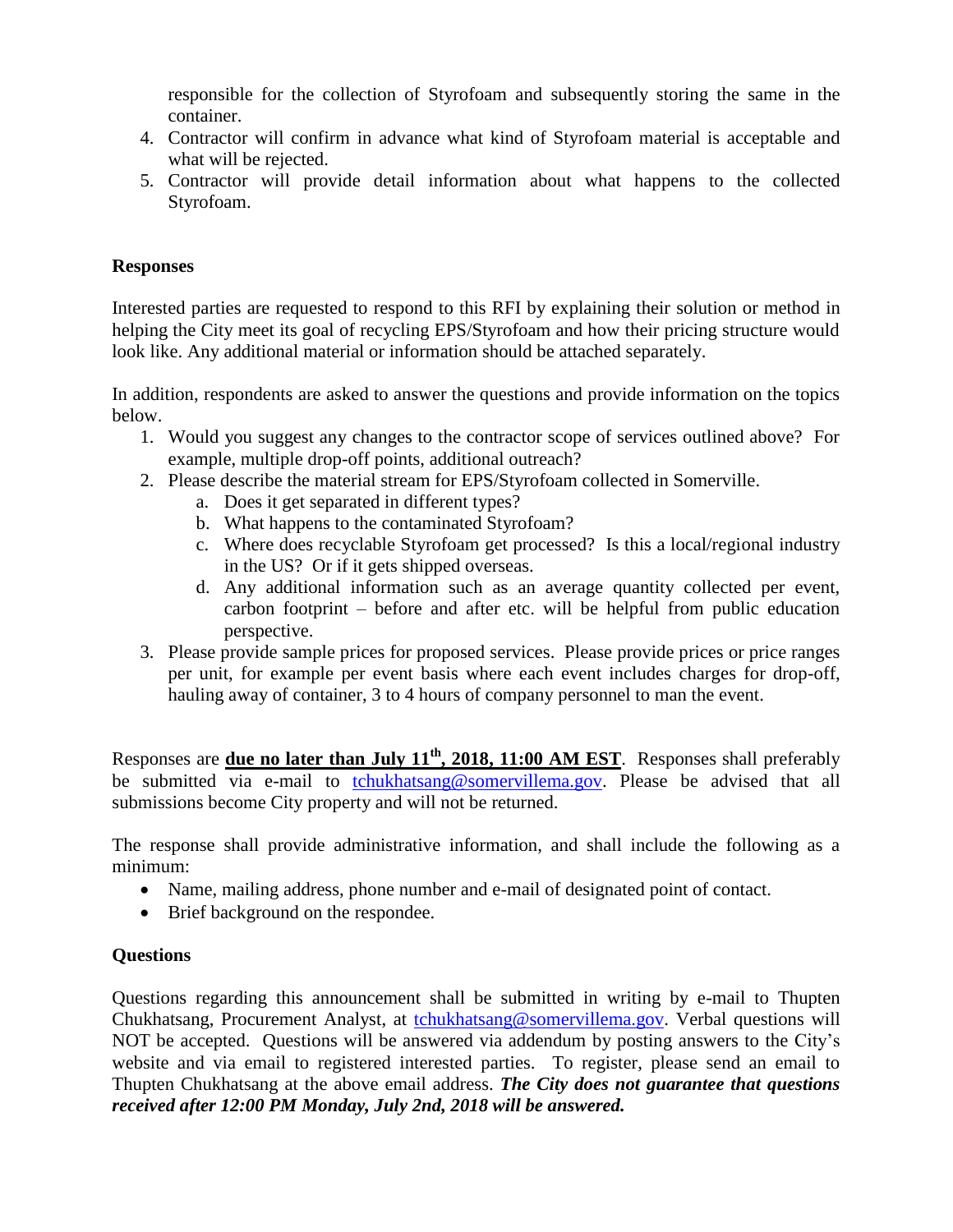responsible for the collection of Styrofoam and subsequently storing the same in the container.

4. Contractor will confirm in advance what kind of Styrofoam material is acceptable and what will be rejected.
5. Contractor will provide detail information about what happens to the collected Styrofoam.

**Responses**

Interested parties are requested to respond to this RFI by explaining their solution or method in helping the City meet its goal of recycling EPS/Styrofoam and how their pricing structure would look like. Any additional material or information should be attached separately.

In addition, respondents are asked to answer the questions and provide information on the topics below.

1. Would you suggest any changes to the contractor scope of services outlined above? For example, multiple drop-off points, additional outreach?
2. Please describe the material stream for EPS/Styrofoam collected in Somerville.
   a. Does it get separated in different types?
   b. What happens to the contaminated Styrofoam?
   c. Where does recyclable Styrofoam get processed? Is this a local/regional industry in the US? Or if it gets shipped overseas.
   d. Any additional information such as an average quantity collected per event, carbon footprint – before and after etc. will be helpful from public education perspective.
3. Please provide sample prices for proposed services. Please provide prices or price ranges per unit, for example per event basis where each event includes charges for drop-off, hauling away of container, 3 to 4 hours of company personnel to man the event.

Responses are **due no later than July 11th, 2018, 11:00 AM EST**. Responses shall preferably be submitted via e-mail to tchukhatsang@somervillema.gov. Please be advised that all submissions become City property and will not be returned.

The response shall provide administrative information, and shall include the following as a minimum:

- Name, mailing address, phone number and e-mail of designated point of contact.
- Brief background on the respondee.

**Questions**

Questions regarding this announcement shall be submitted in writing by e-mail to Thupten Chukhatsang, Procurement Analyst, at tchukhatsang@somervillema.gov. Verbal questions will NOT be accepted. Questions will be answered via addendum by posting answers to the City's website and via email to registered interested parties. To register, please send an email to Thupten Chukhatsang at the above email address. ***The City does not guarantee that questions received after 12:00 PM Monday, July 2nd, 2018 will be answered.***